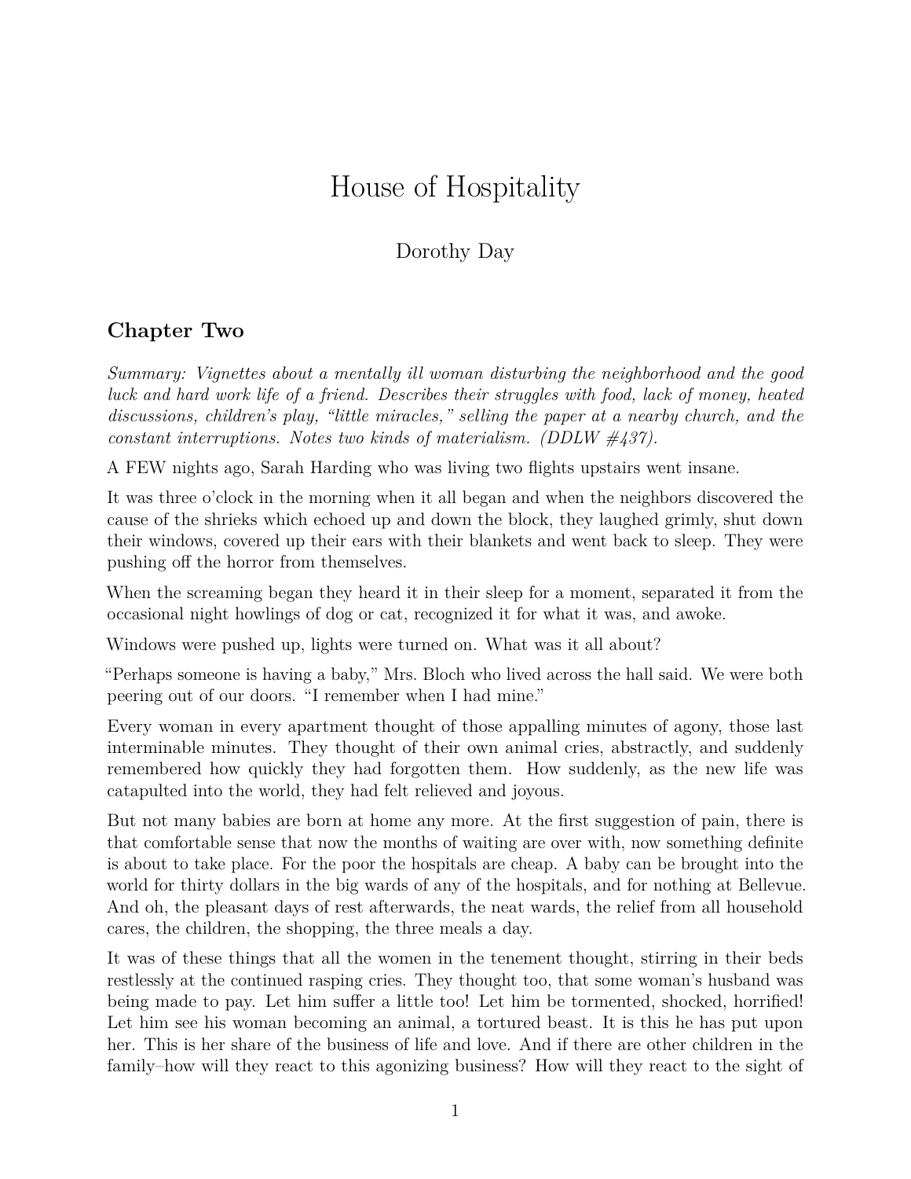# House of Hospitality

Dorothy Day

## Chapter Two

*Summary: Vignettes about a mentally ill woman disturbing the neighborhood and the good luck and hard work life of a friend. Describes their struggles with food, lack of money, heated discussions, children's play, "little miracles," selling the paper at a nearby church, and the constant interruptions. Notes two kinds of materialism. (DDLW #437).*

A FEW nights ago, Sarah Harding who was living two flights upstairs went insane.

It was three o'clock in the morning when it all began and when the neighbors discovered the cause of the shrieks which echoed up and down the block, they laughed grimly, shut down their windows, covered up their ears with their blankets and went back to sleep. They were pushing off the horror from themselves.

When the screaming began they heard it in their sleep for a moment, separated it from the occasional night howlings of dog or cat, recognized it for what it was, and awoke.

Windows were pushed up, lights were turned on. What was it all about?

"Perhaps someone is having a baby," Mrs. Bloch who lived across the hall said. We were both peering out of our doors. "I remember when I had mine."

Every woman in every apartment thought of those appalling minutes of agony, those last interminable minutes. They thought of their own animal cries, abstractly, and suddenly remembered how quickly they had forgotten them. How suddenly, as the new life was catapulted into the world, they had felt relieved and joyous.

But not many babies are born at home any more. At the first suggestion of pain, there is that comfortable sense that now the months of waiting are over with, now something definite is about to take place. For the poor the hospitals are cheap. A baby can be brought into the world for thirty dollars in the big wards of any of the hospitals, and for nothing at Bellevue. And oh, the pleasant days of rest afterwards, the neat wards, the relief from all household cares, the children, the shopping, the three meals a day.

It was of these things that all the women in the tenement thought, stirring in their beds restlessly at the continued rasping cries. They thought too, that some woman's husband was being made to pay. Let him suffer a little too! Let him be tormented, shocked, horrified! Let him see his woman becoming an animal, a tortured beast. It is this he has put upon her. This is her share of the business of life and love. And if there are other children in the family–how will they react to this agonizing business? How will they react to the sight of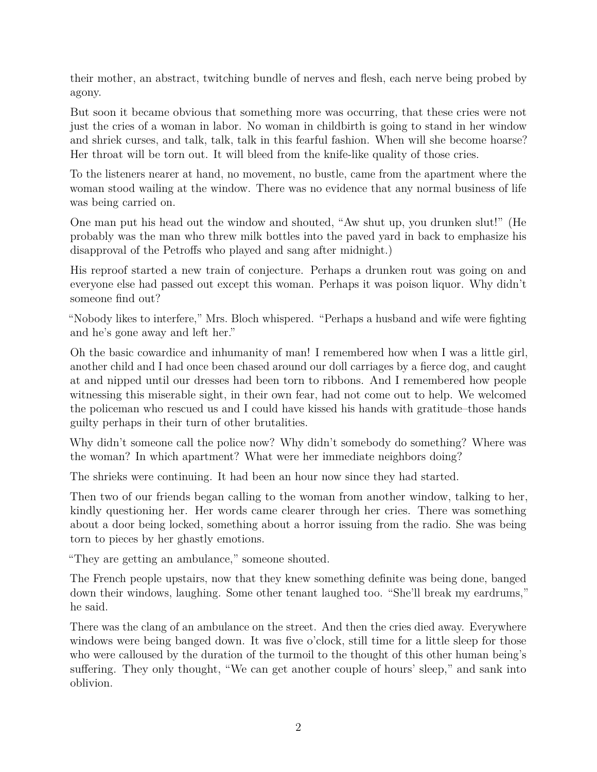their mother, an abstract, twitching bundle of nerves and flesh, each nerve being probed by agony.

But soon it became obvious that something more was occurring, that these cries were not just the cries of a woman in labor. No woman in childbirth is going to stand in her window and shriek curses, and talk, talk, talk in this fearful fashion. When will she become hoarse? Her throat will be torn out. It will bleed from the knife-like quality of those cries.

To the listeners nearer at hand, no movement, no bustle, came from the apartment where the woman stood wailing at the window. There was no evidence that any normal business of life was being carried on.

One man put his head out the window and shouted, "Aw shut up, you drunken slut!" (He probably was the man who threw milk bottles into the paved yard in back to emphasize his disapproval of the Petroffs who played and sang after midnight.)

His reproof started a new train of conjecture. Perhaps a drunken rout was going on and everyone else had passed out except this woman. Perhaps it was poison liquor. Why didn't someone find out?

"Nobody likes to interfere," Mrs. Bloch whispered. "Perhaps a husband and wife were fighting and he's gone away and left her."

Oh the basic cowardice and inhumanity of man! I remembered how when I was a little girl, another child and I had once been chased around our doll carriages by a fierce dog, and caught at and nipped until our dresses had been torn to ribbons. And I remembered how people witnessing this miserable sight, in their own fear, had not come out to help. We welcomed the policeman who rescued us and I could have kissed his hands with gratitude–those hands guilty perhaps in their turn of other brutalities.

Why didn't someone call the police now? Why didn't somebody do something? Where was the woman? In which apartment? What were her immediate neighbors doing?

The shrieks were continuing. It had been an hour now since they had started.

Then two of our friends began calling to the woman from another window, talking to her, kindly questioning her. Her words came clearer through her cries. There was something about a door being locked, something about a horror issuing from the radio. She was being torn to pieces by her ghastly emotions.

"They are getting an ambulance," someone shouted.

The French people upstairs, now that they knew something definite was being done, banged down their windows, laughing. Some other tenant laughed too. "She'll break my eardrums," he said.

There was the clang of an ambulance on the street. And then the cries died away. Everywhere windows were being banged down. It was five o'clock, still time for a little sleep for those who were calloused by the duration of the turmoil to the thought of this other human being's suffering. They only thought, "We can get another couple of hours' sleep," and sank into oblivion.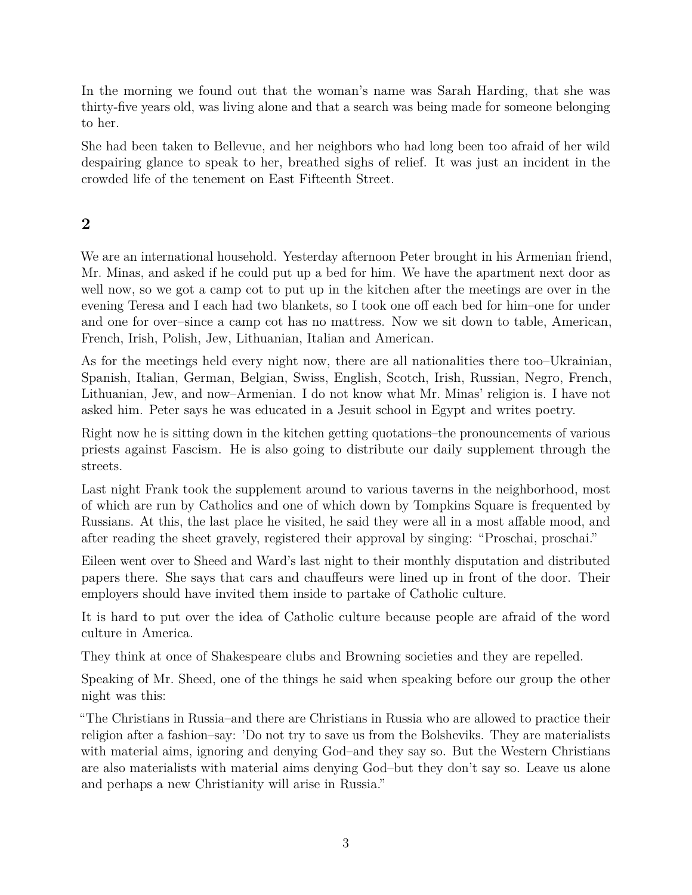In the morning we found out that the woman's name was Sarah Harding, that she was thirty-five years old, was living alone and that a search was being made for someone belonging to her.

She had been taken to Bellevue, and her neighbors who had long been too afraid of her wild despairing glance to speak to her, breathed sighs of relief. It was just an incident in the crowded life of the tenement on East Fifteenth Street.

## 2

We are an international household. Yesterday afternoon Peter brought in his Armenian friend, Mr. Minas, and asked if he could put up a bed for him. We have the apartment next door as well now, so we got a camp cot to put up in the kitchen after the meetings are over in the evening Teresa and I each had two blankets, so I took one off each bed for him–one for under and one for over–since a camp cot has no mattress. Now we sit down to table, American, French, Irish, Polish, Jew, Lithuanian, Italian and American.

As for the meetings held every night now, there are all nationalities there too–Ukrainian, Spanish, Italian, German, Belgian, Swiss, English, Scotch, Irish, Russian, Negro, French, Lithuanian, Jew, and now–Armenian. I do not know what Mr. Minas' religion is. I have not asked him. Peter says he was educated in a Jesuit school in Egypt and writes poetry.

Right now he is sitting down in the kitchen getting quotations–the pronouncements of various priests against Fascism. He is also going to distribute our daily supplement through the streets.

Last night Frank took the supplement around to various taverns in the neighborhood, most of which are run by Catholics and one of which down by Tompkins Square is frequented by Russians. At this, the last place he visited, he said they were all in a most affable mood, and after reading the sheet gravely, registered their approval by singing: "Proschai, proschai."

Eileen went over to Sheed and Ward's last night to their monthly disputation and distributed papers there. She says that cars and chauffeurs were lined up in front of the door. Their employers should have invited them inside to partake of Catholic culture.

It is hard to put over the idea of Catholic culture because people are afraid of the word culture in America.

They think at once of Shakespeare clubs and Browning societies and they are repelled.

Speaking of Mr. Sheed, one of the things he said when speaking before our group the other night was this:

"The Christians in Russia–and there are Christians in Russia who are allowed to practice their religion after a fashion–say: 'Do not try to save us from the Bolsheviks. They are materialists with material aims, ignoring and denying God–and they say so. But the Western Christians are also materialists with material aims denying God–but they don't say so. Leave us alone and perhaps a new Christianity will arise in Russia."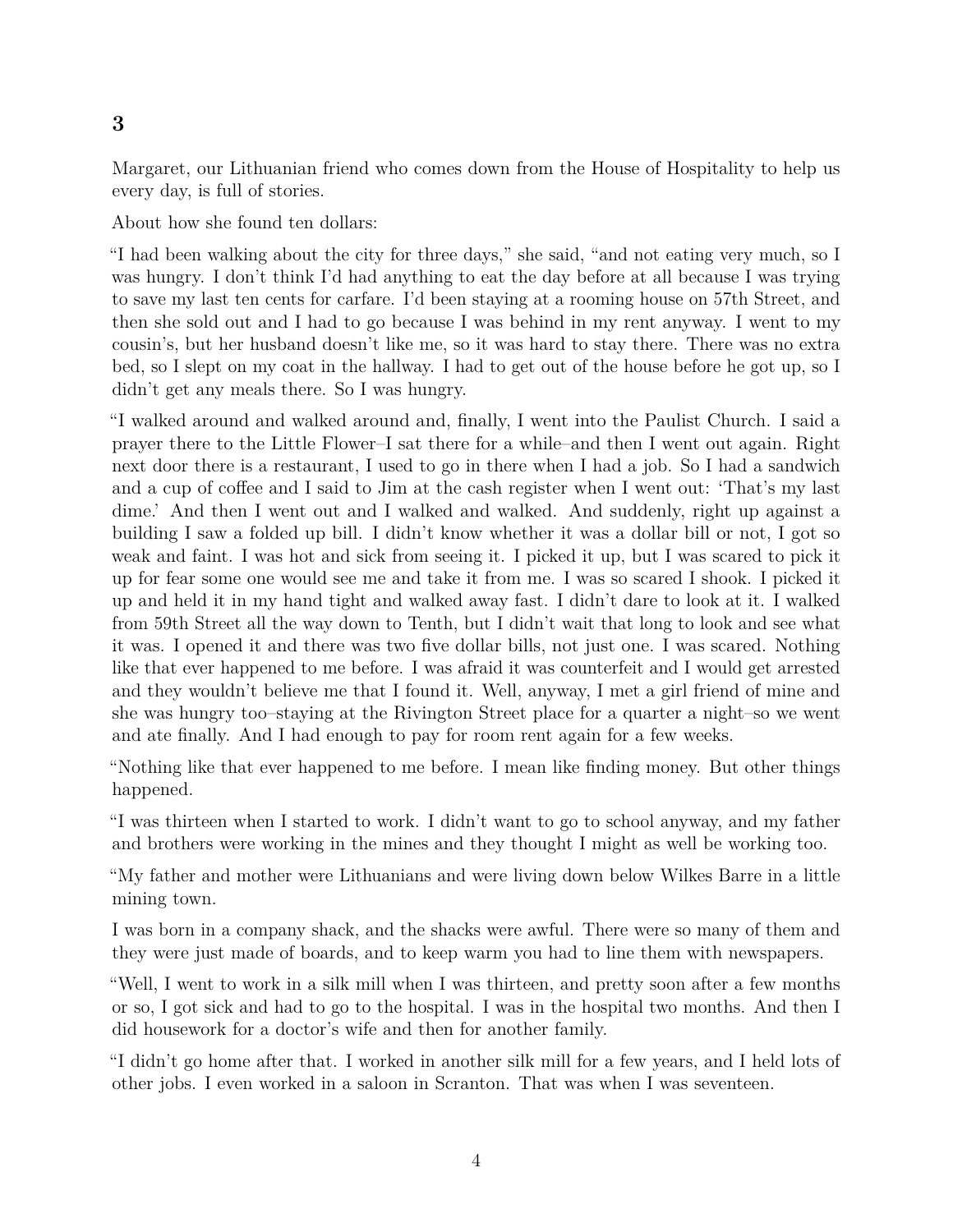## 3

Margaret, our Lithuanian friend who comes down from the House of Hospitality to help us every day, is full of stories.

About how she found ten dollars:

"I had been walking about the city for three days," she said, "and not eating very much, so I was hungry. I don't think I'd had anything to eat the day before at all because I was trying to save my last ten cents for carfare. I'd been staying at a rooming house on 57th Street, and then she sold out and I had to go because I was behind in my rent anyway. I went to my cousin's, but her husband doesn't like me, so it was hard to stay there. There was no extra bed, so I slept on my coat in the hallway. I had to get out of the house before he got up, so I didn't get any meals there. So I was hungry.

"I walked around and walked around and, finally, I went into the Paulist Church. I said a prayer there to the Little Flower–I sat there for a while–and then I went out again. Right next door there is a restaurant, I used to go in there when I had a job. So I had a sandwich and a cup of coffee and I said to Jim at the cash register when I went out: 'That's my last dime.' And then I went out and I walked and walked. And suddenly, right up against a building I saw a folded up bill. I didn't know whether it was a dollar bill or not, I got so weak and faint. I was hot and sick from seeing it. I picked it up, but I was scared to pick it up for fear some one would see me and take it from me. I was so scared I shook. I picked it up and held it in my hand tight and walked away fast. I didn't dare to look at it. I walked from 59th Street all the way down to Tenth, but I didn't wait that long to look and see what it was. I opened it and there was two five dollar bills, not just one. I was scared. Nothing like that ever happened to me before. I was afraid it was counterfeit and I would get arrested and they wouldn't believe me that I found it. Well, anyway, I met a girl friend of mine and she was hungry too–staying at the Rivington Street place for a quarter a night–so we went and ate finally. And I had enough to pay for room rent again for a few weeks.

"Nothing like that ever happened to me before. I mean like finding money. But other things happened.

"I was thirteen when I started to work. I didn't want to go to school anyway, and my father and brothers were working in the mines and they thought I might as well be working too.

"My father and mother were Lithuanians and were living down below Wilkes Barre in a little mining town.

I was born in a company shack, and the shacks were awful. There were so many of them and they were just made of boards, and to keep warm you had to line them with newspapers.

"Well, I went to work in a silk mill when I was thirteen, and pretty soon after a few months or so, I got sick and had to go to the hospital. I was in the hospital two months. And then I did housework for a doctor's wife and then for another family.

"I didn't go home after that. I worked in another silk mill for a few years, and I held lots of other jobs. I even worked in a saloon in Scranton. That was when I was seventeen.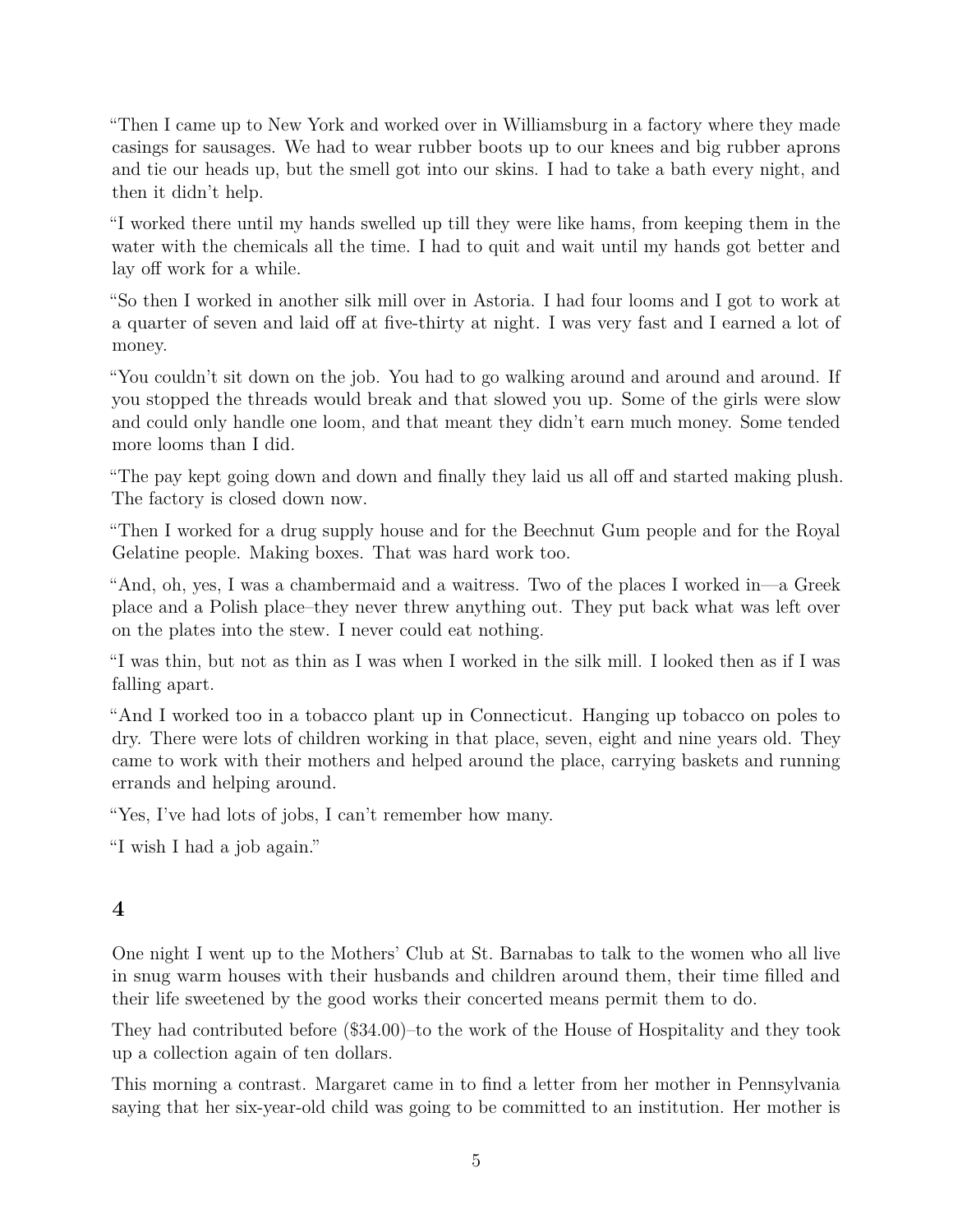"Then I came up to New York and worked over in Williamsburg in a factory where they made casings for sausages. We had to wear rubber boots up to our knees and big rubber aprons and tie our heads up, but the smell got into our skins. I had to take a bath every night, and then it didn't help.

"I worked there until my hands swelled up till they were like hams, from keeping them in the water with the chemicals all the time. I had to quit and wait until my hands got better and lay off work for a while.

"So then I worked in another silk mill over in Astoria. I had four looms and I got to work at a quarter of seven and laid off at five-thirty at night. I was very fast and I earned a lot of money.

"You couldn't sit down on the job. You had to go walking around and around and around. If you stopped the threads would break and that slowed you up. Some of the girls were slow and could only handle one loom, and that meant they didn't earn much money. Some tended more looms than I did.

"The pay kept going down and down and finally they laid us all off and started making plush. The factory is closed down now.

"Then I worked for a drug supply house and for the Beechnut Gum people and for the Royal Gelatine people. Making boxes. That was hard work too.

"And, oh, yes, I was a chambermaid and a waitress. Two of the places I worked in—a Greek place and a Polish place–they never threw anything out. They put back what was left over on the plates into the stew. I never could eat nothing.

"I was thin, but not as thin as I was when I worked in the silk mill. I looked then as if I was falling apart.

"And I worked too in a tobacco plant up in Connecticut. Hanging up tobacco on poles to dry. There were lots of children working in that place, seven, eight and nine years old. They came to work with their mothers and helped around the place, carrying baskets and running errands and helping around.

"Yes, I've had lots of jobs, I can't remember how many.

"I wish I had a job again."

## 4

One night I went up to the Mothers' Club at St. Barnabas to talk to the women who all live in snug warm houses with their husbands and children around them, their time filled and their life sweetened by the good works their concerted means permit them to do.

They had contributed before ($34.00)–to the work of the House of Hospitality and they took up a collection again of ten dollars.

This morning a contrast. Margaret came in to find a letter from her mother in Pennsylvania saying that her six-year-old child was going to be committed to an institution. Her mother is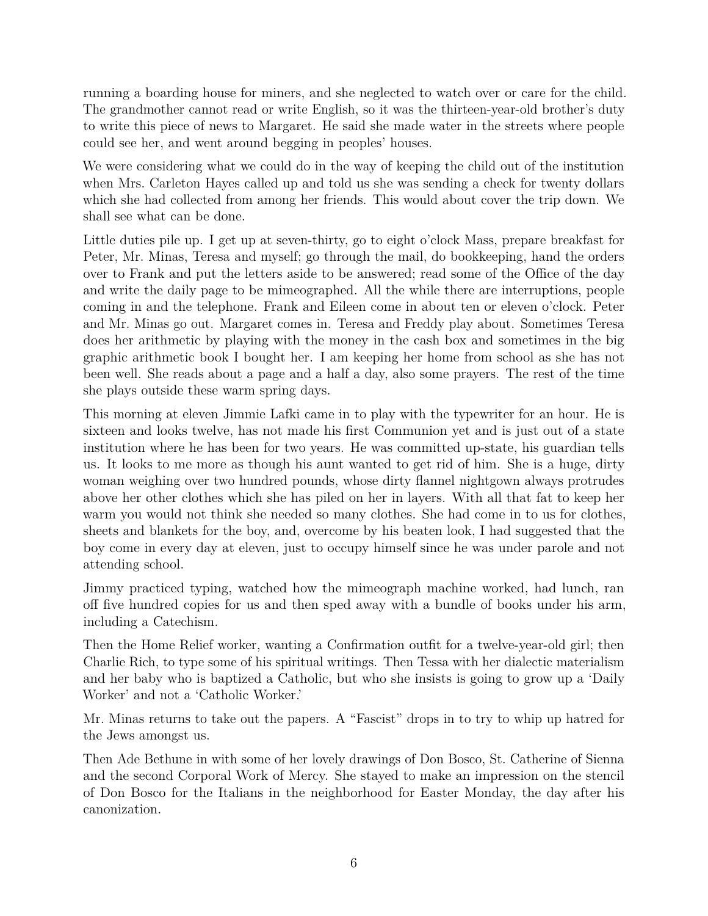running a boarding house for miners, and she neglected to watch over or care for the child. The grandmother cannot read or write English, so it was the thirteen-year-old brother's duty to write this piece of news to Margaret. He said she made water in the streets where people could see her, and went around begging in peoples' houses.

We were considering what we could do in the way of keeping the child out of the institution when Mrs. Carleton Hayes called up and told us she was sending a check for twenty dollars which she had collected from among her friends. This would about cover the trip down. We shall see what can be done.

Little duties pile up. I get up at seven-thirty, go to eight o'clock Mass, prepare breakfast for Peter, Mr. Minas, Teresa and myself; go through the mail, do bookkeeping, hand the orders over to Frank and put the letters aside to be answered; read some of the Office of the day and write the daily page to be mimeographed. All the while there are interruptions, people coming in and the telephone. Frank and Eileen come in about ten or eleven o'clock. Peter and Mr. Minas go out. Margaret comes in. Teresa and Freddy play about. Sometimes Teresa does her arithmetic by playing with the money in the cash box and sometimes in the big graphic arithmetic book I bought her. I am keeping her home from school as she has not been well. She reads about a page and a half a day, also some prayers. The rest of the time she plays outside these warm spring days.

This morning at eleven Jimmie Lafki came in to play with the typewriter for an hour. He is sixteen and looks twelve, has not made his first Communion yet and is just out of a state institution where he has been for two years. He was committed up-state, his guardian tells us. It looks to me more as though his aunt wanted to get rid of him. She is a huge, dirty woman weighing over two hundred pounds, whose dirty flannel nightgown always protrudes above her other clothes which she has piled on her in layers. With all that fat to keep her warm you would not think she needed so many clothes. She had come in to us for clothes, sheets and blankets for the boy, and, overcome by his beaten look, I had suggested that the boy come in every day at eleven, just to occupy himself since he was under parole and not attending school.

Jimmy practiced typing, watched how the mimeograph machine worked, had lunch, ran off five hundred copies for us and then sped away with a bundle of books under his arm, including a Catechism.

Then the Home Relief worker, wanting a Confirmation outfit for a twelve-year-old girl; then Charlie Rich, to type some of his spiritual writings. Then Tessa with her dialectic materialism and her baby who is baptized a Catholic, but who she insists is going to grow up a 'Daily Worker' and not a 'Catholic Worker.'

Mr. Minas returns to take out the papers. A "Fascist" drops in to try to whip up hatred for the Jews amongst us.

Then Ade Bethune in with some of her lovely drawings of Don Bosco, St. Catherine of Sienna and the second Corporal Work of Mercy. She stayed to make an impression on the stencil of Don Bosco for the Italians in the neighborhood for Easter Monday, the day after his canonization.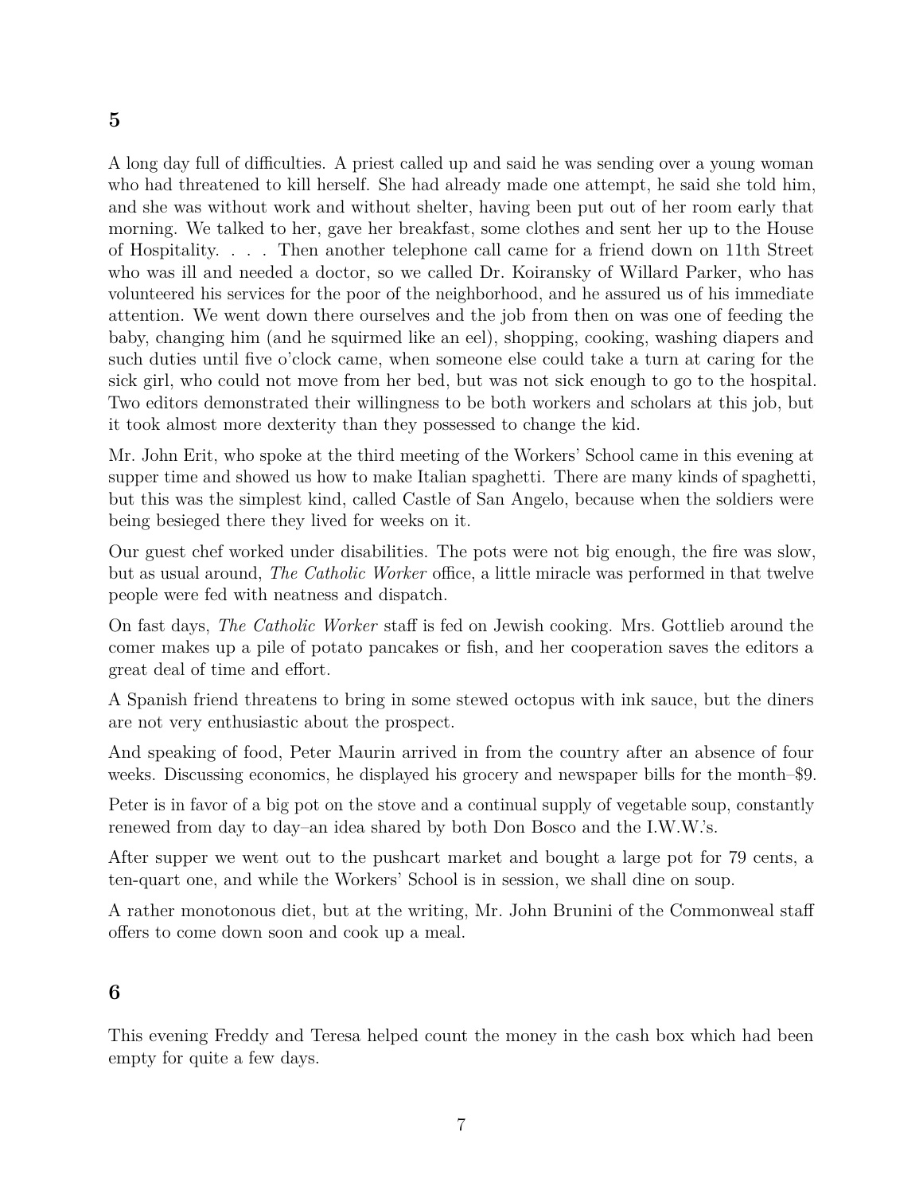## 5

A long day full of difficulties. A priest called up and said he was sending over a young woman who had threatened to kill herself. She had already made one attempt, he said she told him, and she was without work and without shelter, having been put out of her room early that morning. We talked to her, gave her breakfast, some clothes and sent her up to the House of Hospitality. . . . Then another telephone call came for a friend down on 11th Street who was ill and needed a doctor, so we called Dr. Koiransky of Willard Parker, who has volunteered his services for the poor of the neighborhood, and he assured us of his immediate attention. We went down there ourselves and the job from then on was one of feeding the baby, changing him (and he squirmed like an eel), shopping, cooking, washing diapers and such duties until five o'clock came, when someone else could take a turn at caring for the sick girl, who could not move from her bed, but was not sick enough to go to the hospital. Two editors demonstrated their willingness to be both workers and scholars at this job, but it took almost more dexterity than they possessed to change the kid.

Mr. John Erit, who spoke at the third meeting of the Workers' School came in this evening at supper time and showed us how to make Italian spaghetti. There are many kinds of spaghetti, but this was the simplest kind, called Castle of San Angelo, because when the soldiers were being besieged there they lived for weeks on it.

Our guest chef worked under disabilities. The pots were not big enough, the fire was slow, but as usual around, *The Catholic Worker* office, a little miracle was performed in that twelve people were fed with neatness and dispatch.

On fast days, *The Catholic Worker* staff is fed on Jewish cooking. Mrs. Gottlieb around the comer makes up a pile of potato pancakes or fish, and her cooperation saves the editors a great deal of time and effort.

A Spanish friend threatens to bring in some stewed octopus with ink sauce, but the diners are not very enthusiastic about the prospect.

And speaking of food, Peter Maurin arrived in from the country after an absence of four weeks. Discussing economics, he displayed his grocery and newspaper bills for the month–$9.

Peter is in favor of a big pot on the stove and a continual supply of vegetable soup, constantly renewed from day to day–an idea shared by both Don Bosco and the I.W.W.'s.

After supper we went out to the pushcart market and bought a large pot for 79 cents, a ten-quart one, and while the Workers' School is in session, we shall dine on soup.

A rather monotonous diet, but at the writing, Mr. John Brunini of the Commonweal staff offers to come down soon and cook up a meal.

## 6

This evening Freddy and Teresa helped count the money in the cash box which had been empty for quite a few days.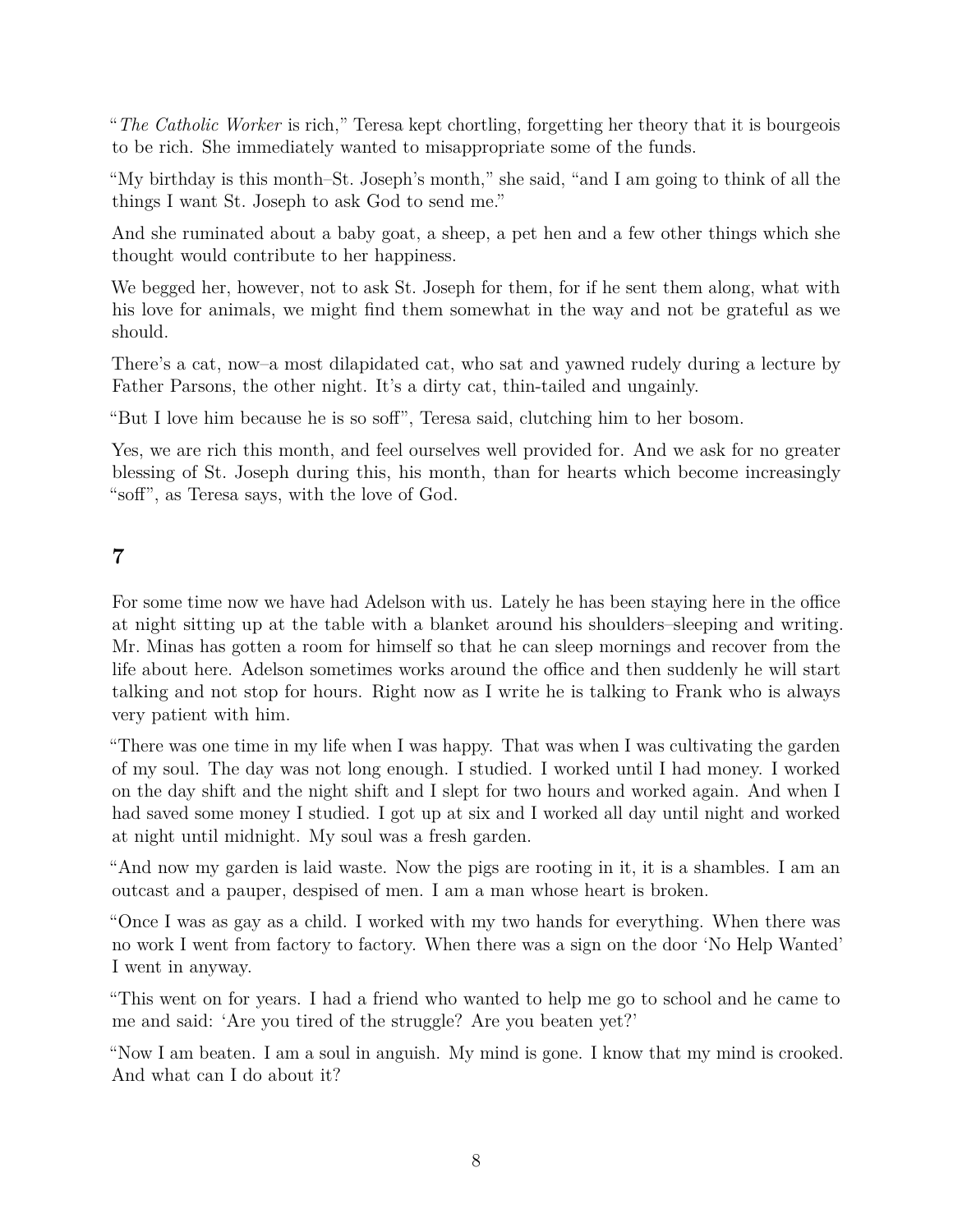"*The Catholic Worker* is rich," Teresa kept chortling, forgetting her theory that it is bourgeois to be rich. She immediately wanted to misappropriate some of the funds.

"My birthday is this month–St. Joseph's month," she said, "and I am going to think of all the things I want St. Joseph to ask God to send me."

And she ruminated about a baby goat, a sheep, a pet hen and a few other things which she thought would contribute to her happiness.

We begged her, however, not to ask St. Joseph for them, for if he sent them along, what with his love for animals, we might find them somewhat in the way and not be grateful as we should.

There's a cat, now–a most dilapidated cat, who sat and yawned rudely during a lecture by Father Parsons, the other night. It's a dirty cat, thin-tailed and ungainly.

"But I love him because he is so soff", Teresa said, clutching him to her bosom.

Yes, we are rich this month, and feel ourselves well provided for. And we ask for no greater blessing of St. Joseph during this, his month, than for hearts which become increasingly "soff", as Teresa says, with the love of God.

## 7

For some time now we have had Adelson with us. Lately he has been staying here in the office at night sitting up at the table with a blanket around his shoulders–sleeping and writing. Mr. Minas has gotten a room for himself so that he can sleep mornings and recover from the life about here. Adelson sometimes works around the office and then suddenly he will start talking and not stop for hours. Right now as I write he is talking to Frank who is always very patient with him.

"There was one time in my life when I was happy. That was when I was cultivating the garden of my soul. The day was not long enough. I studied. I worked until I had money. I worked on the day shift and the night shift and I slept for two hours and worked again. And when I had saved some money I studied. I got up at six and I worked all day until night and worked at night until midnight. My soul was a fresh garden.

"And now my garden is laid waste. Now the pigs are rooting in it, it is a shambles. I am an outcast and a pauper, despised of men. I am a man whose heart is broken.

"Once I was as gay as a child. I worked with my two hands for everything. When there was no work I went from factory to factory. When there was a sign on the door 'No Help Wanted' I went in anyway.

"This went on for years. I had a friend who wanted to help me go to school and he came to me and said: 'Are you tired of the struggle? Are you beaten yet?'

"Now I am beaten. I am a soul in anguish. My mind is gone. I know that my mind is crooked. And what can I do about it?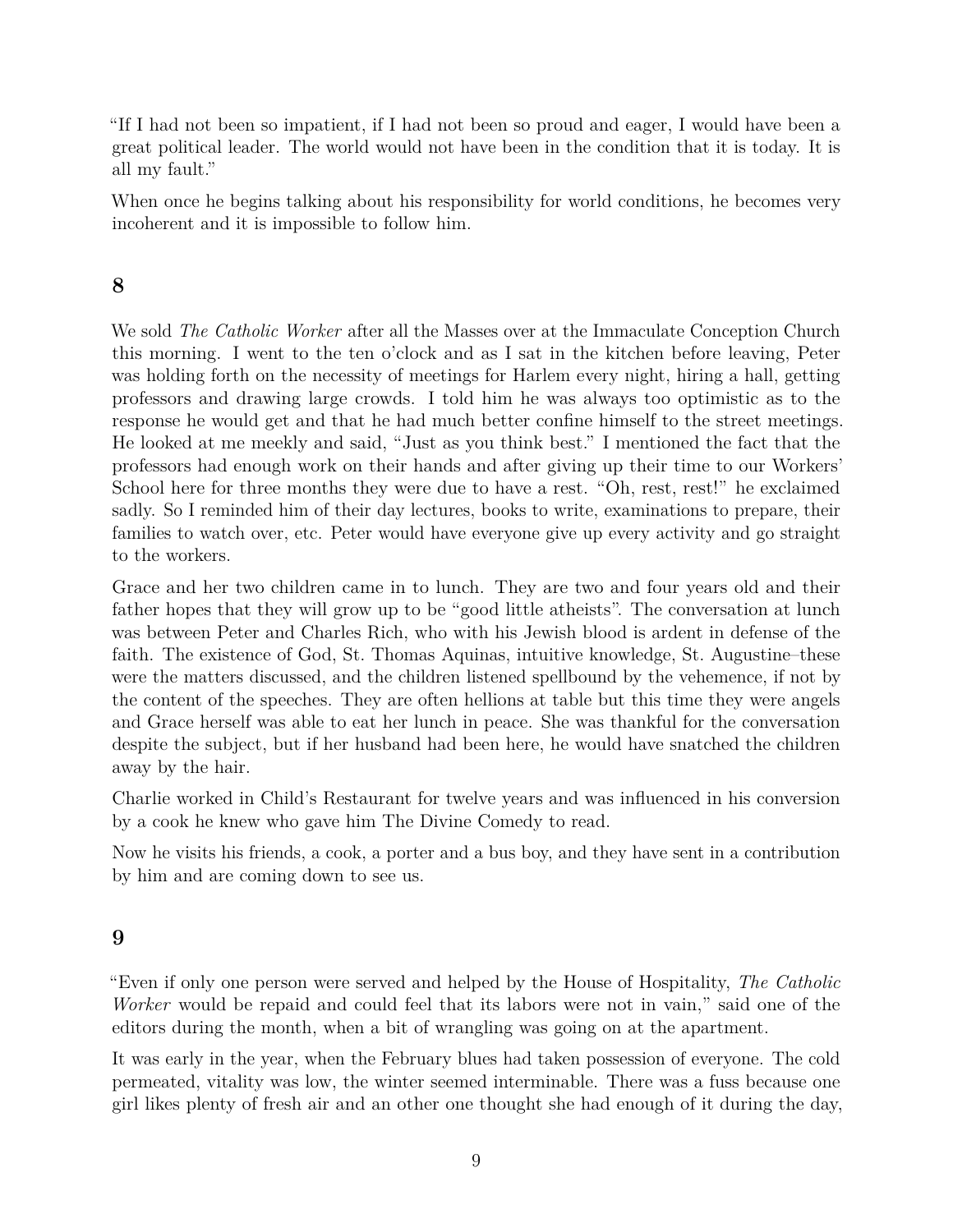"If I had not been so impatient, if I had not been so proud and eager, I would have been a great political leader. The world would not have been in the condition that it is today. It is all my fault."

When once he begins talking about his responsibility for world conditions, he becomes very incoherent and it is impossible to follow him.

## 8

We sold *The Catholic Worker* after all the Masses over at the Immaculate Conception Church this morning. I went to the ten o'clock and as I sat in the kitchen before leaving, Peter was holding forth on the necessity of meetings for Harlem every night, hiring a hall, getting professors and drawing large crowds. I told him he was always too optimistic as to the response he would get and that he had much better confine himself to the street meetings. He looked at me meekly and said, "Just as you think best." I mentioned the fact that the professors had enough work on their hands and after giving up their time to our Workers' School here for three months they were due to have a rest. "Oh, rest, rest!" he exclaimed sadly. So I reminded him of their day lectures, books to write, examinations to prepare, their families to watch over, etc. Peter would have everyone give up every activity and go straight to the workers.

Grace and her two children came in to lunch. They are two and four years old and their father hopes that they will grow up to be "good little atheists". The conversation at lunch was between Peter and Charles Rich, who with his Jewish blood is ardent in defense of the faith. The existence of God, St. Thomas Aquinas, intuitive knowledge, St. Augustine–these were the matters discussed, and the children listened spellbound by the vehemence, if not by the content of the speeches. They are often hellions at table but this time they were angels and Grace herself was able to eat her lunch in peace. She was thankful for the conversation despite the subject, but if her husband had been here, he would have snatched the children away by the hair.

Charlie worked in Child's Restaurant for twelve years and was influenced in his conversion by a cook he knew who gave him The Divine Comedy to read.

Now he visits his friends, a cook, a porter and a bus boy, and they have sent in a contribution by him and are coming down to see us.

## 9

"Even if only one person were served and helped by the House of Hospitality, *The Catholic Worker* would be repaid and could feel that its labors were not in vain," said one of the editors during the month, when a bit of wrangling was going on at the apartment.

It was early in the year, when the February blues had taken possession of everyone. The cold permeated, vitality was low, the winter seemed interminable. There was a fuss because one girl likes plenty of fresh air and an other one thought she had enough of it during the day,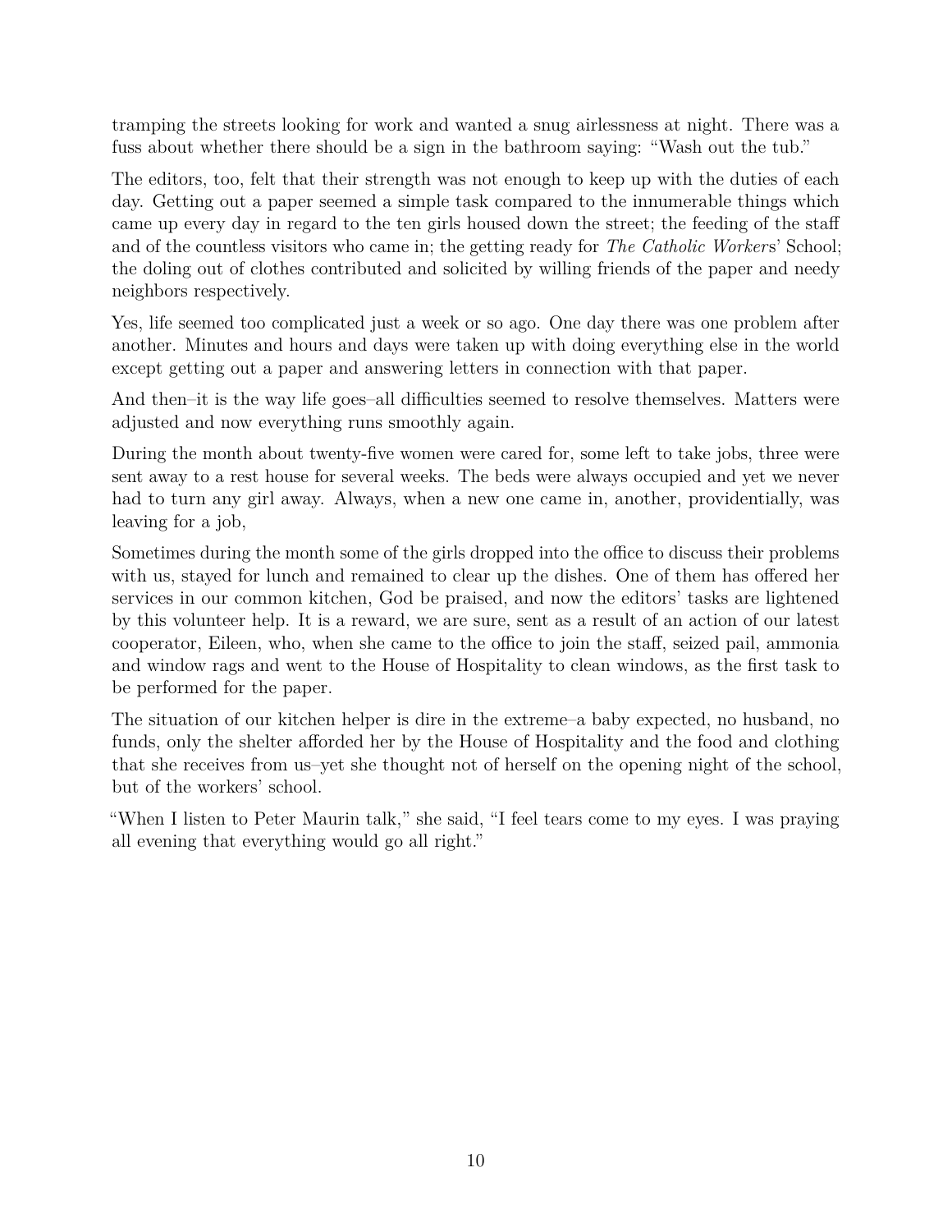tramping the streets looking for work and wanted a snug airlessness at night. There was a fuss about whether there should be a sign in the bathroom saying: "Wash out the tub."

The editors, too, felt that their strength was not enough to keep up with the duties of each day. Getting out a paper seemed a simple task compared to the innumerable things which came up every day in regard to the ten girls housed down the street; the feeding of the staff and of the countless visitors who came in; the getting ready for *The Catholic Worker*s' School; the doling out of clothes contributed and solicited by willing friends of the paper and needy neighbors respectively.

Yes, life seemed too complicated just a week or so ago. One day there was one problem after another. Minutes and hours and days were taken up with doing everything else in the world except getting out a paper and answering letters in connection with that paper.

And then–it is the way life goes–all difficulties seemed to resolve themselves. Matters were adjusted and now everything runs smoothly again.

During the month about twenty-five women were cared for, some left to take jobs, three were sent away to a rest house for several weeks. The beds were always occupied and yet we never had to turn any girl away. Always, when a new one came in, another, providentially, was leaving for a job,

Sometimes during the month some of the girls dropped into the office to discuss their problems with us, stayed for lunch and remained to clear up the dishes. One of them has offered her services in our common kitchen, God be praised, and now the editors' tasks are lightened by this volunteer help. It is a reward, we are sure, sent as a result of an action of our latest cooperator, Eileen, who, when she came to the office to join the staff, seized pail, ammonia and window rags and went to the House of Hospitality to clean windows, as the first task to be performed for the paper.

The situation of our kitchen helper is dire in the extreme–a baby expected, no husband, no funds, only the shelter afforded her by the House of Hospitality and the food and clothing that she receives from us–yet she thought not of herself on the opening night of the school, but of the workers' school.

"When I listen to Peter Maurin talk," she said, "I feel tears come to my eyes. I was praying all evening that everything would go all right."